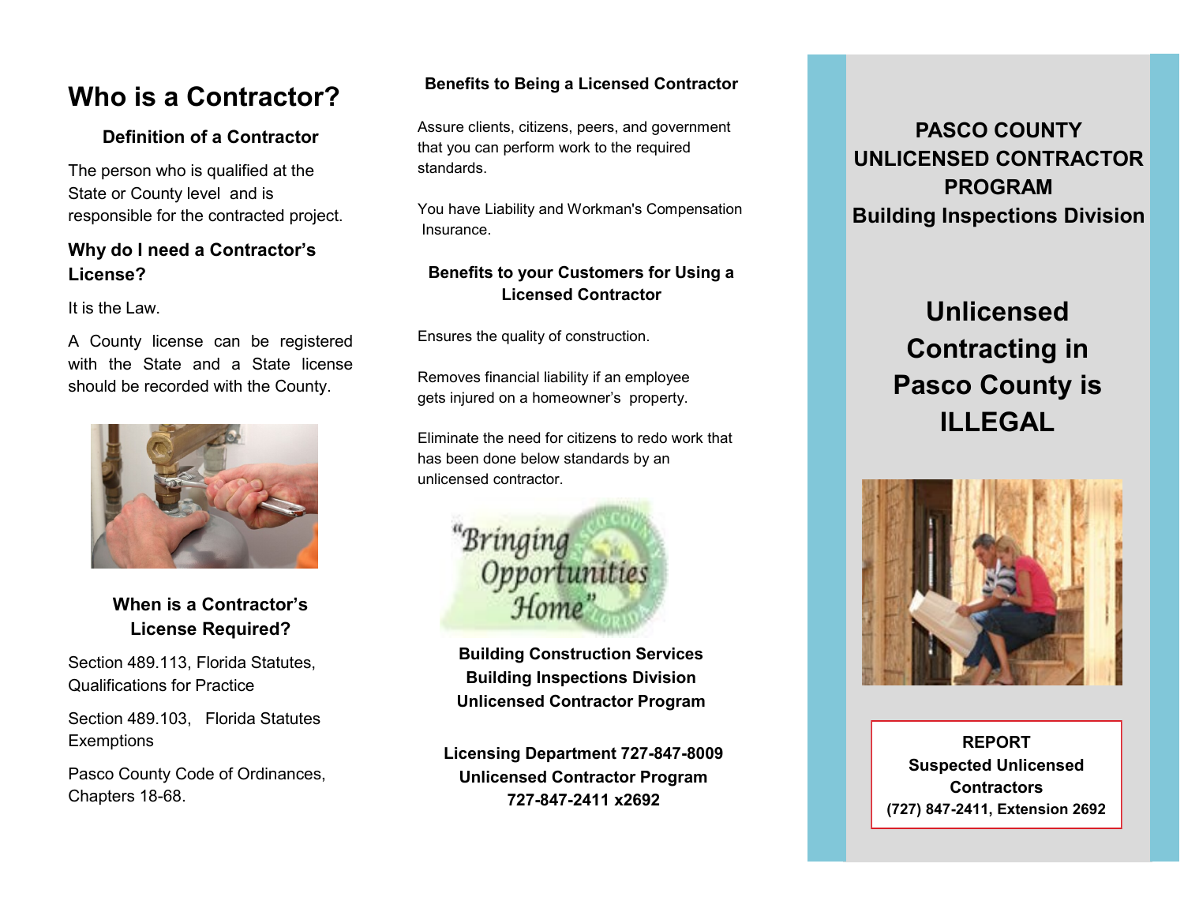# Who is a Contractor?

### Definition of a Contractor

The person who is qualified at the State or County level and is responsible for the contracted project.

### Why do I need a Contractor's License?

It is the Law.

A County license can be registered with the State and a State license should be recorded with the County.

### When is a Contractor's License Required?

Section 489.113, Florida Statutes, Qualifications for Practice

Section 489.103, Florida Statutes Exemptions

Pasco County Code of Ordinances, Chapters 18-68.

### Benefits to Being a Licensed Contractor

Assure clients, citizens, peers, and government that you can perform work to the required standards.

You have Liability and Workman's Compensation Insurance.

### Benefits to your Customers for Using a Licensed Contractor

Ensures the quality of construction.

Removes financial liability if an employee gets injured on a homeowner's property.

Eliminate the need for citizens to redo work that has been done below standards by an unlicensed contractor.

"Bringing Opportunities Home"

**Building Construction Services**
**Building Inspections Division**
**Unlicensed Contractor Program**

**Licensing Department 727-847-8009**
**Unlicensed Contractor Program**
**727-847-2411 x2692**

## PASCO COUNTY UNLICENSED CONTRACTOR PROGRAM
## Building Inspections Division

# Unlicensed Contracting in Pasco County is ILLEGAL

**REPORT**
**Suspected Unlicensed Contractors**
**(727) 847-2411, Extension 2692**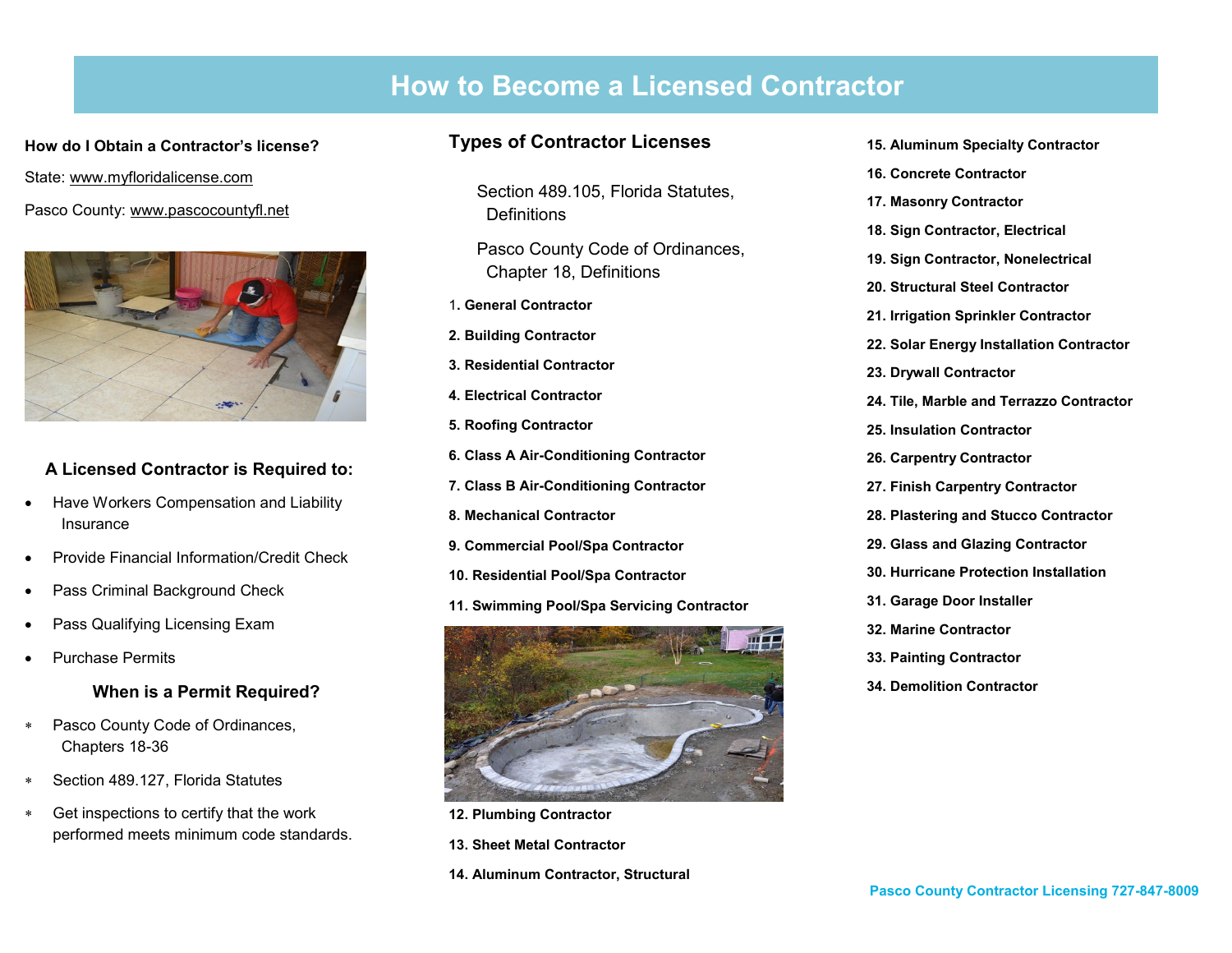# How to Become a Licensed Contractor

**How do I Obtain a Contractor's license?**

State: www.myfloridalicense.com

Pasco County: www.pascocountyfl.net

### A Licensed Contractor is Required to:

- Have Workers Compensation and Liability Insurance
- Provide Financial Information/Credit Check
- Pass Criminal Background Check
- Pass Qualifying Licensing Exam
- Purchase Permits

### When is a Permit Required?

- Pasco County Code of Ordinances, Chapters 18-36
- Section 489.127, Florida Statutes
- Get inspections to certify that the work performed meets minimum code standards.

## Types of Contractor Licenses

Section 489.105, Florida Statutes, Definitions

Pasco County Code of Ordinances, Chapter 18, Definitions

1. **General Contractor**
2. **Building Contractor**
3. **Residential Contractor**
4. **Electrical Contractor**
5. **Roofing Contractor**
6. **Class A Air-Conditioning Contractor**
7. **Class B Air-Conditioning Contractor**
8. **Mechanical Contractor**
9. **Commercial Pool/Spa Contractor**
10. **Residential Pool/Spa Contractor**
11. **Swimming Pool/Spa Servicing Contractor**
12. **Plumbing Contractor**
13. **Sheet Metal Contractor**
14. **Aluminum Contractor, Structural**
15. **Aluminum Specialty Contractor**
16. **Concrete Contractor**
17. **Masonry Contractor**
18. **Sign Contractor, Electrical**
19. **Sign Contractor, Nonelectrical**
20. **Structural Steel Contractor**
21. **Irrigation Sprinkler Contractor**
22. **Solar Energy Installation Contractor**
23. **Drywall Contractor**
24. **Tile, Marble and Terrazzo Contractor**
25. **Insulation Contractor**
26. **Carpentry Contractor**
27. **Finish Carpentry Contractor**
28. **Plastering and Stucco Contractor**
29. **Glass and Glazing Contractor**
30. **Hurricane Protection Installation**
31. **Garage Door Installer**
32. **Marine Contractor**
33. **Painting Contractor**
34. **Demolition Contractor**

**Pasco County Contractor Licensing 727-847-8009**